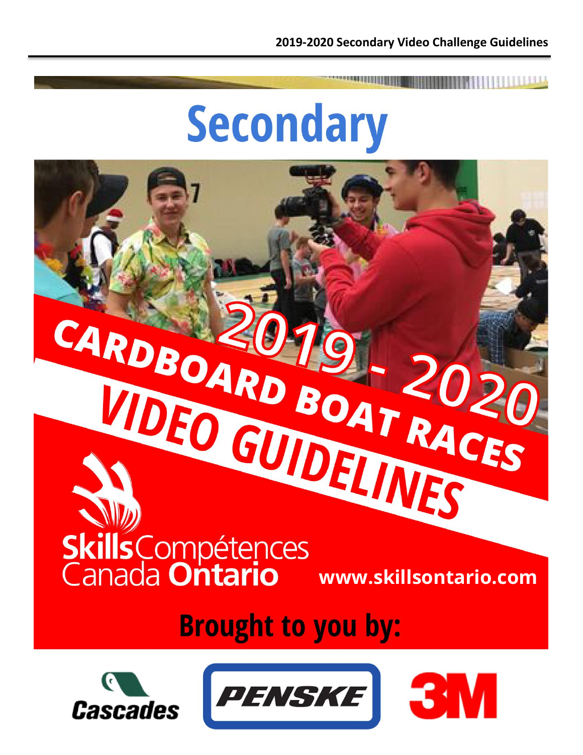# Secondary

# 2019 - 2020 CARDBOARD BOAT RACES VIDEO GUIDELINES

Skills Compétences Canada Ontario

www.skillsontario.com

## Brought to you by:

Cascades

PENSKE

3M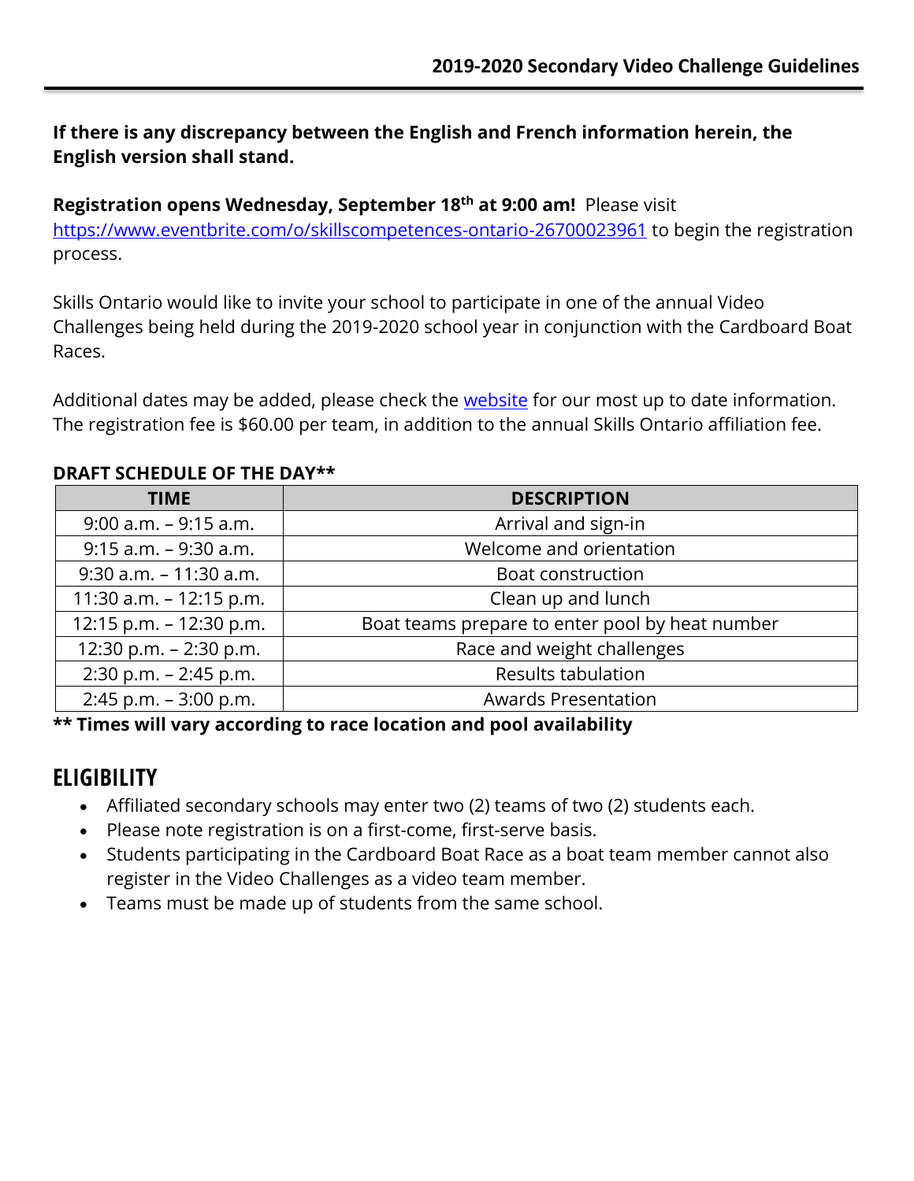**If there is any discrepancy between the English and French information herein, the English version shall stand.**

**Registration opens Wednesday, September 18th at 9:00 am!** Please visit [https://www.eventbrite.com/o/skillscompetences-ontario-26700023961](https://www.eventbrite.com/o/skillscompetences-ontario-26700023961) to begin the registration process.

Skills Ontario would like to invite your school to participate in one of the annual Video Challenges being held during the 2019-2020 school year in conjunction with the Cardboard Boat Races.

Additional dates may be added, please check the website for our most up to date information. The registration fee is $60.00 per team, in addition to the annual Skills Ontario affiliation fee.

**DRAFT SCHEDULE OF THE DAY****

| TIME | DESCRIPTION |
|---|---|
| 9:00 a.m. – 9:15 a.m. | Arrival and sign-in |
| 9:15 a.m. – 9:30 a.m. | Welcome and orientation |
| 9:30 a.m. – 11:30 a.m. | Boat construction |
| 11:30 a.m. – 12:15 p.m. | Clean up and lunch |
| 12:15 p.m. – 12:30 p.m. | Boat teams prepare to enter pool by heat number |
| 12:30 p.m. – 2:30 p.m. | Race and weight challenges |
| 2:30 p.m. – 2:45 p.m. | Results tabulation |
| 2:45 p.m. – 3:00 p.m. | Awards Presentation |

**** Times will vary according to race location and pool availability**

## ELIGIBILITY

- Affiliated secondary schools may enter two (2) teams of two (2) students each.
- Please note registration is on a first-come, first-serve basis.
- Students participating in the Cardboard Boat Race as a boat team member cannot also register in the Video Challenges as a video team member.
- Teams must be made up of students from the same school.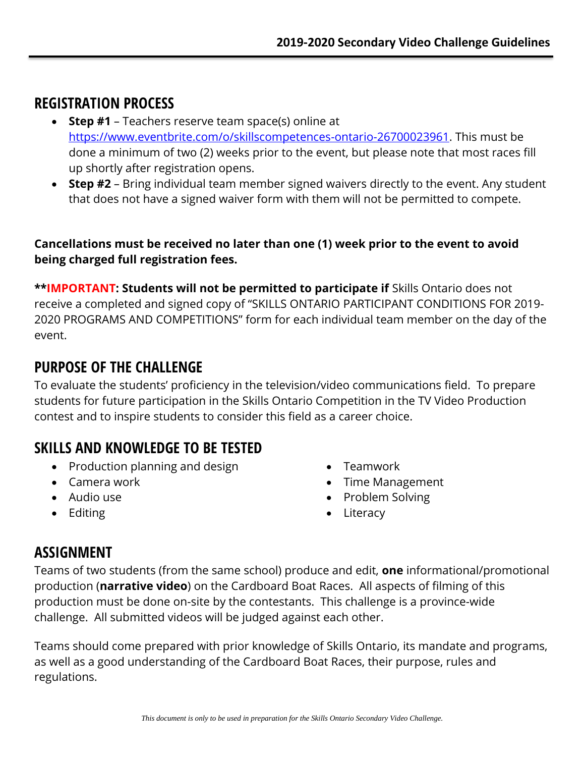## REGISTRATION PROCESS

- **Step #1** – Teachers reserve team space(s) online at [https://www.eventbrite.com/o/skillscompetences-ontario-26700023961](https://www.eventbrite.com/o/skillscompetences-ontario-26700023961). This must be done a minimum of two (2) weeks prior to the event, but please note that most races fill up shortly after registration opens.
- **Step #2** – Bring individual team member signed waivers directly to the event. Any student that does not have a signed waiver form with them will not be permitted to compete.

**Cancellations must be received no later than one (1) week prior to the event to avoid being charged full registration fees.**

****IMPORTANT: Students will not be permitted to participate if** Skills Ontario does not receive a completed and signed copy of "SKILLS ONTARIO PARTICIPANT CONDITIONS FOR 2019-2020 PROGRAMS AND COMPETITIONS" form for each individual team member on the day of the event.

## PURPOSE OF THE CHALLENGE

To evaluate the students' proficiency in the television/video communications field. To prepare students for future participation in the Skills Ontario Competition in the TV Video Production contest and to inspire students to consider this field as a career choice.

## SKILLS AND KNOWLEDGE TO BE TESTED

- Production planning and design
- Camera work
- Audio use
- Editing
- Teamwork
- Time Management
- Problem Solving
- Literacy

## ASSIGNMENT

Teams of two students (from the same school) produce and edit, **one** informational/promotional production (**narrative video**) on the Cardboard Boat Races. All aspects of filming of this production must be done on-site by the contestants. This challenge is a province-wide challenge. All submitted videos will be judged against each other.

Teams should come prepared with prior knowledge of Skills Ontario, its mandate and programs, as well as a good understanding of the Cardboard Boat Races, their purpose, rules and regulations.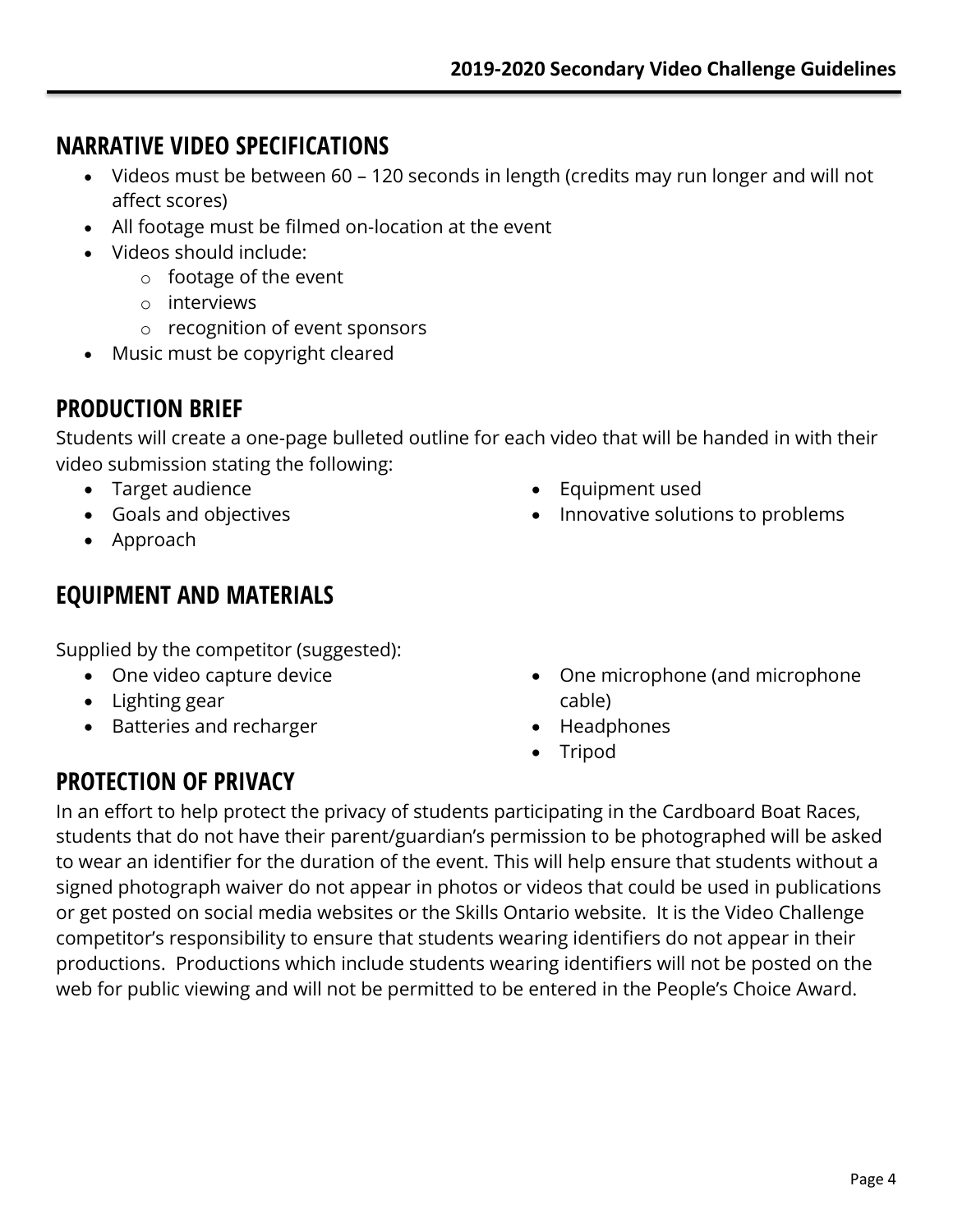## NARRATIVE VIDEO SPECIFICATIONS

- Videos must be between 60 – 120 seconds in length (credits may run longer and will not affect scores)
- All footage must be filmed on-location at the event
- Videos should include:
  - footage of the event
  - interviews
  - recognition of event sponsors
- Music must be copyright cleared

## PRODUCTION BRIEF

Students will create a one-page bulleted outline for each video that will be handed in with their video submission stating the following:

- Target audience
- Goals and objectives
- Approach
- Equipment used
- Innovative solutions to problems

## EQUIPMENT AND MATERIALS

Supplied by the competitor (suggested):

- One video capture device
- Lighting gear
- Batteries and recharger
- One microphone (and microphone cable)
- Headphones
- Tripod

## PROTECTION OF PRIVACY

In an effort to help protect the privacy of students participating in the Cardboard Boat Races, students that do not have their parent/guardian's permission to be photographed will be asked to wear an identifier for the duration of the event. This will help ensure that students without a signed photograph waiver do not appear in photos or videos that could be used in publications or get posted on social media websites or the Skills Ontario website. It is the Video Challenge competitor's responsibility to ensure that students wearing identifiers do not appear in their productions. Productions which include students wearing identifiers will not be posted on the web for public viewing and will not be permitted to be entered in the People's Choice Award.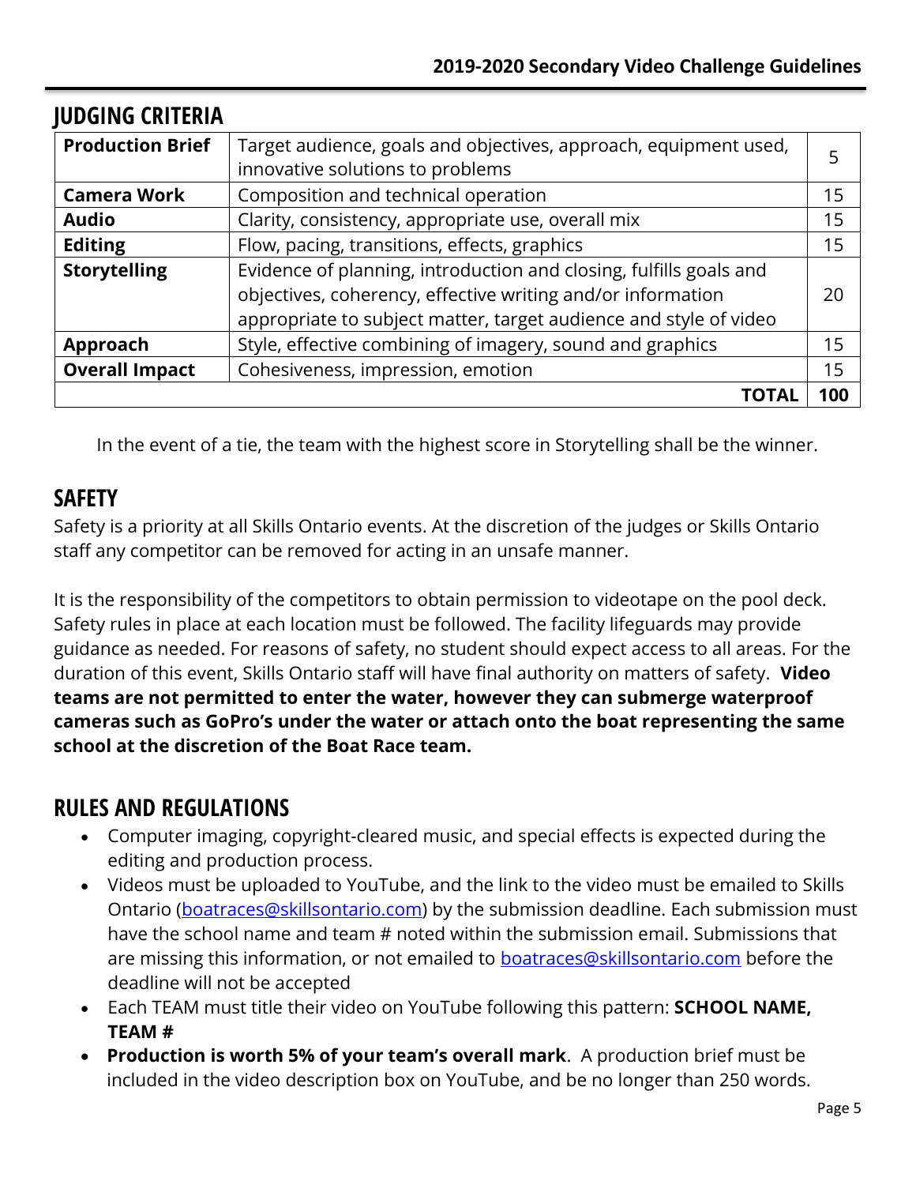## JUDGING CRITERIA

| | | |
|---|---|---|
| **Production Brief** | Target audience, goals and objectives, approach, equipment used, innovative solutions to problems | 5 |
| **Camera Work** | Composition and technical operation | 15 |
| **Audio** | Clarity, consistency, appropriate use, overall mix | 15 |
| **Editing** | Flow, pacing, transitions, effects, graphics | 15 |
| **Storytelling** | Evidence of planning, introduction and closing, fulfills goals and objectives, coherency, effective writing and/or information appropriate to subject matter, target audience and style of video | 20 |
| **Approach** | Style, effective combining of imagery, sound and graphics | 15 |
| **Overall Impact** | Cohesiveness, impression, emotion | 15 |
| | **TOTAL** | **100** |

In the event of a tie, the team with the highest score in Storytelling shall be the winner.

## SAFETY

Safety is a priority at all Skills Ontario events. At the discretion of the judges or Skills Ontario staff any competitor can be removed for acting in an unsafe manner.

It is the responsibility of the competitors to obtain permission to videotape on the pool deck. Safety rules in place at each location must be followed. The facility lifeguards may provide guidance as needed. For reasons of safety, no student should expect access to all areas. For the duration of this event, Skills Ontario staff will have final authority on matters of safety. **Video teams are not permitted to enter the water, however they can submerge waterproof cameras such as GoPro's under the water or attach onto the boat representing the same school at the discretion of the Boat Race team.**

## RULES AND REGULATIONS

- Computer imaging, copyright-cleared music, and special effects is expected during the editing and production process.
- Videos must be uploaded to YouTube, and the link to the video must be emailed to Skills Ontario (boatraces@skillsontario.com) by the submission deadline. Each submission must have the school name and team # noted within the submission email. Submissions that are missing this information, or not emailed to boatraces@skillsontario.com before the deadline will not be accepted
- Each TEAM must title their video on YouTube following this pattern: **SCHOOL NAME, TEAM #**
- **Production is worth 5% of your team's overall mark**. A production brief must be included in the video description box on YouTube, and be no longer than 250 words.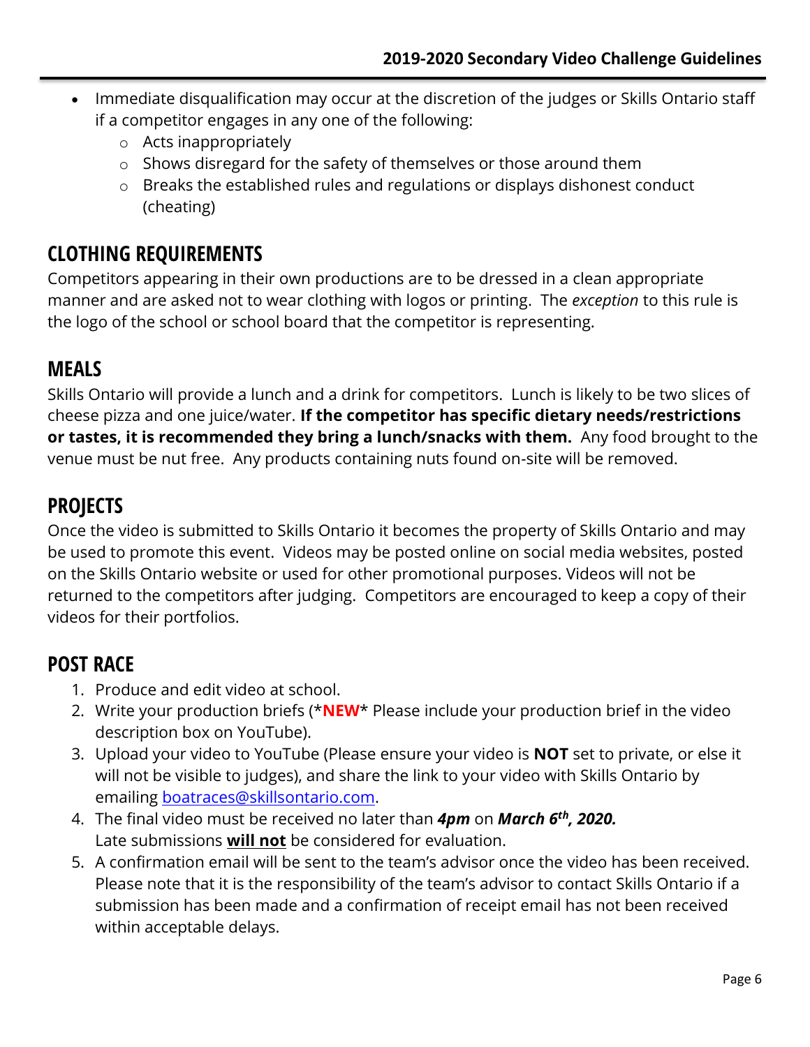- Immediate disqualification may occur at the discretion of the judges or Skills Ontario staff if a competitor engages in any one of the following:
  - Acts inappropriately
  - Shows disregard for the safety of themselves or those around them
  - Breaks the established rules and regulations or displays dishonest conduct (cheating)

## CLOTHING REQUIREMENTS

Competitors appearing in their own productions are to be dressed in a clean appropriate manner and are asked not to wear clothing with logos or printing. The *exception* to this rule is the logo of the school or school board that the competitor is representing.

## MEALS

Skills Ontario will provide a lunch and a drink for competitors. Lunch is likely to be two slices of cheese pizza and one juice/water. **If the competitor has specific dietary needs/restrictions or tastes, it is recommended they bring a lunch/snacks with them.** Any food brought to the venue must be nut free. Any products containing nuts found on-site will be removed.

## PROJECTS

Once the video is submitted to Skills Ontario it becomes the property of Skills Ontario and may be used to promote this event. Videos may be posted online on social media websites, posted on the Skills Ontario website or used for other promotional purposes. Videos will not be returned to the competitors after judging. Competitors are encouraged to keep a copy of their videos for their portfolios.

## POST RACE

1. Produce and edit video at school.
2. Write your production briefs (***NEW*** Please include your production brief in the video description box on YouTube).
3. Upload your video to YouTube (Please ensure your video is **NOT** set to private, or else it will not be visible to judges), and share the link to your video with Skills Ontario by emailing boatraces@skillsontario.com.
4. The final video must be received no later than ***4pm*** on ***March 6th, 2020.*** Late submissions **will not** be considered for evaluation.
5. A confirmation email will be sent to the team's advisor once the video has been received. Please note that it is the responsibility of the team's advisor to contact Skills Ontario if a submission has been made and a confirmation of receipt email has not been received within acceptable delays.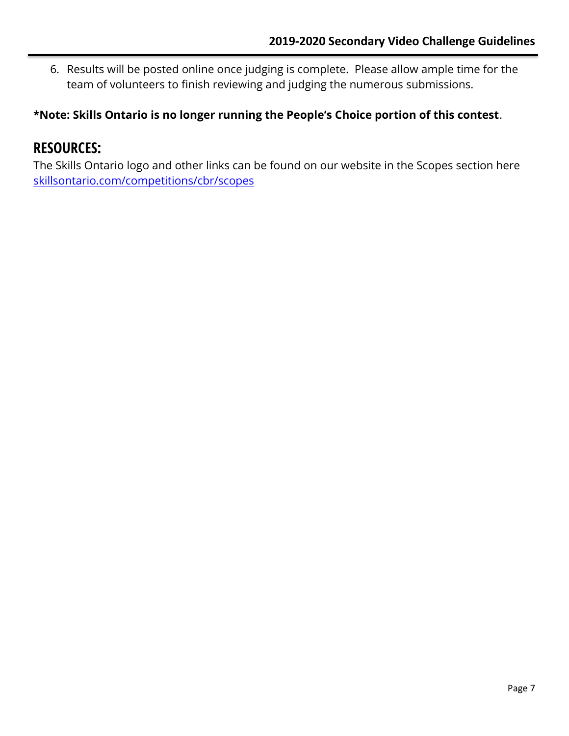6. Results will be posted online once judging is complete. Please allow ample time for the team of volunteers to finish reviewing and judging the numerous submissions.

**\*Note: Skills Ontario is no longer running the People's Choice portion of this contest**.

## RESOURCES:

The Skills Ontario logo and other links can be found on our website in the Scopes section here [skillsontario.com/competitions/cbr/scopes](skillsontario.com/competitions/cbr/scopes)